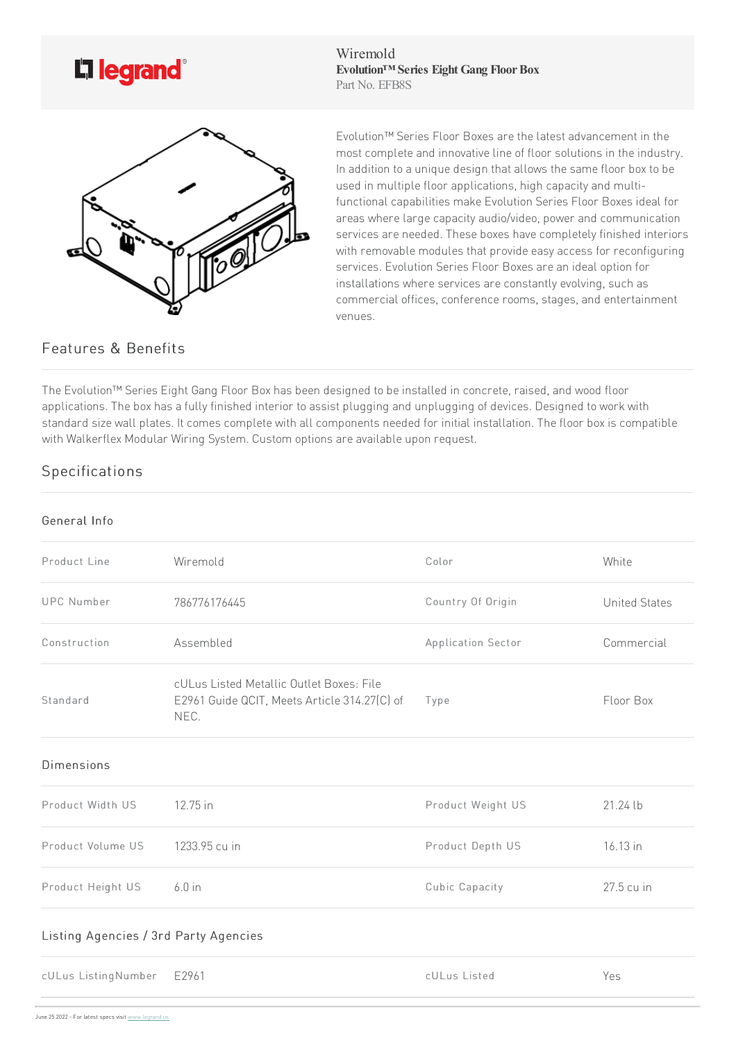Wiremold
**Evolution™ Series Eight Gang Floor Box**
Part No. EFB8S

Evolution™ Series Floor Boxes are the latest advancement in the most complete and innovative line of floor solutions in the industry. In addition to a unique design that allows the same floor box to be used in multiple floor applications, high capacity and multi-functional capabilities make Evolution Series Floor Boxes ideal for areas where large capacity audio/video, power and communication services are needed. These boxes have completely finished interiors with removable modules that provide easy access for reconfiguring services. Evolution Series Floor Boxes are an ideal option for installations where services are constantly evolving, such as commercial offices, conference rooms, stages, and entertainment venues.

## Features & Benefits

The Evolution™ Series Eight Gang Floor Box has been designed to be installed in concrete, raised, and wood floor applications. The box has a fully finished interior to assist plugging and unplugging of devices. Designed to work with standard size wall plates. It comes complete with all components needed for initial installation. The floor box is compatible with Walkerflex Modular Wiring System. Custom options are available upon request.

## Specifications

### General Info

| | | | |
|---|---|---|---|
| Product Line | Wiremold | Color | White |
| UPC Number | 786776176445 | Country Of Origin | United States |
| Construction | Assembled | Application Sector | Commercial |
| Standard | cULus Listed Metallic Outlet Boxes: File E2961 Guide QCIT, Meets Article 314.27(C) of NEC. | Type | Floor Box |

### Dimensions

| | | | |
|---|---|---|---|
| Product Width US | 12.75 in | Product Weight US | 21.24 lb |
| Product Volume US | 1233.95 cu in | Product Depth US | 16.13 in |
| Product Height US | 6.0 in | Cubic Capacity | 27.5 cu in |

### Listing Agencies / 3rd Party Agencies

| | | | |
|---|---|---|---|
| cULus ListingNumber | E2961 | cULus Listed | Yes |

June 25 2022 - For latest specs visit www.legrand.us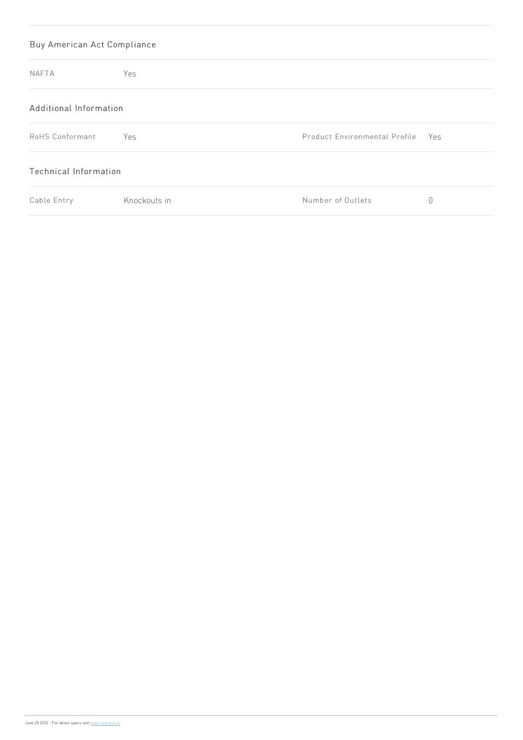## Buy American Act Compliance

| | |
|---|---|
| NAFTA | Yes |

## Additional Information

| | | | |
|---|---|---|---|
| RoHS Conformant | Yes | Product Environmental Profile | Yes |

## Technical Information

| | | | |
|---|---|---|---|
| Cable Entry | Knockouts in | Number of Outlets | 0 |

June 25 2022 - For latest specs visit www.legrand.us